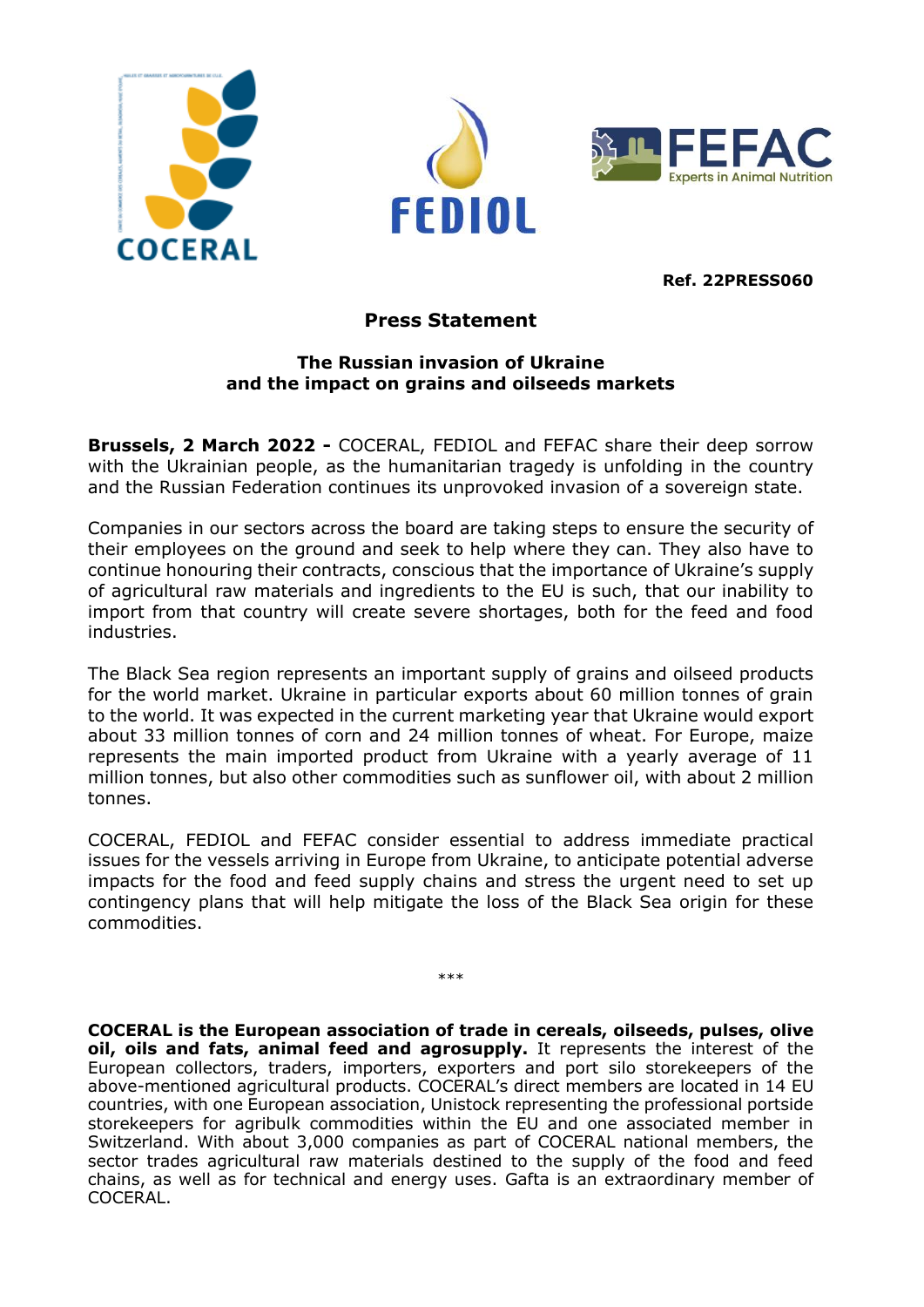COCERAL FEDIOL FEFAC Experts in Animal Nutrition

**Ref. 22PRESS060**

## Press Statement

### The Russian invasion of Ukraine and the impact on grains and oilseeds markets

**Brussels, 2 March 2022 -** COCERAL, FEDIOL and FEFAC share their deep sorrow with the Ukrainian people, as the humanitarian tragedy is unfolding in the country and the Russian Federation continues its unprovoked invasion of a sovereign state.

Companies in our sectors across the board are taking steps to ensure the security of their employees on the ground and seek to help where they can. They also have to continue honouring their contracts, conscious that the importance of Ukraine's supply of agricultural raw materials and ingredients to the EU is such, that our inability to import from that country will create severe shortages, both for the feed and food industries.

The Black Sea region represents an important supply of grains and oilseed products for the world market. Ukraine in particular exports about 60 million tonnes of grain to the world. It was expected in the current marketing year that Ukraine would export about 33 million tonnes of corn and 24 million tonnes of wheat. For Europe, maize represents the main imported product from Ukraine with a yearly average of 11 million tonnes, but also other commodities such as sunflower oil, with about 2 million tonnes.

COCERAL, FEDIOL and FEFAC consider essential to address immediate practical issues for the vessels arriving in Europe from Ukraine, to anticipate potential adverse impacts for the food and feed supply chains and stress the urgent need to set up contingency plans that will help mitigate the loss of the Black Sea origin for these commodities.

***

**COCERAL is the European association of trade in cereals, oilseeds, pulses, olive oil, oils and fats, animal feed and agrosupply.** It represents the interest of the European collectors, traders, importers, exporters and port silo storekeepers of the above-mentioned agricultural products. COCERAL's direct members are located in 14 EU countries, with one European association, Unistock representing the professional portside storekeepers for agribulk commodities within the EU and one associated member in Switzerland. With about 3,000 companies as part of COCERAL national members, the sector trades agricultural raw materials destined to the supply of the food and feed chains, as well as for technical and energy uses. Gafta is an extraordinary member of COCERAL.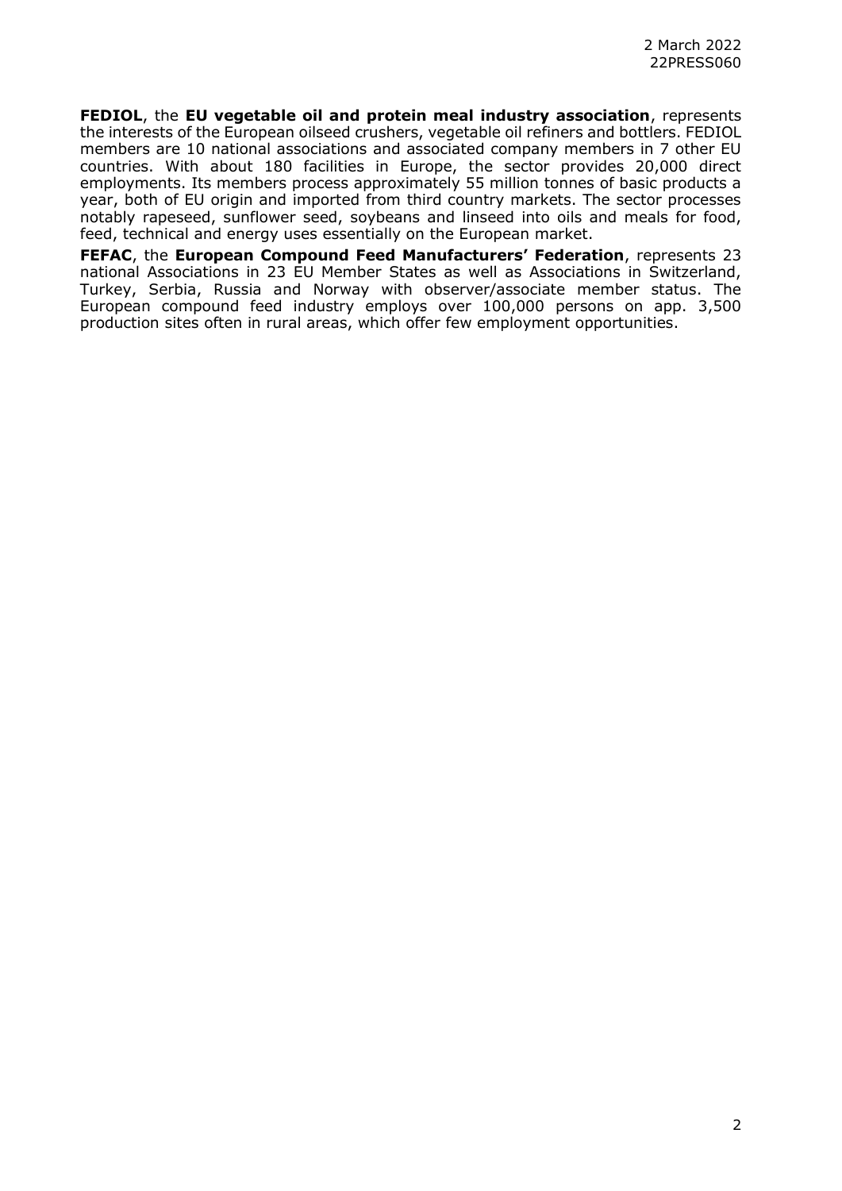2 March 2022
22PRESS060

**FEDIOL**, the **EU vegetable oil and protein meal industry association**, represents the interests of the European oilseed crushers, vegetable oil refiners and bottlers. FEDIOL members are 10 national associations and associated company members in 7 other EU countries. With about 180 facilities in Europe, the sector provides 20,000 direct employments. Its members process approximately 55 million tonnes of basic products a year, both of EU origin and imported from third country markets. The sector processes notably rapeseed, sunflower seed, soybeans and linseed into oils and meals for food, feed, technical and energy uses essentially on the European market.

**FEFAC**, the **European Compound Feed Manufacturers' Federation**, represents 23 national Associations in 23 EU Member States as well as Associations in Switzerland, Turkey, Serbia, Russia and Norway with observer/associate member status. The European compound feed industry employs over 100,000 persons on app. 3,500 production sites often in rural areas, which offer few employment opportunities.